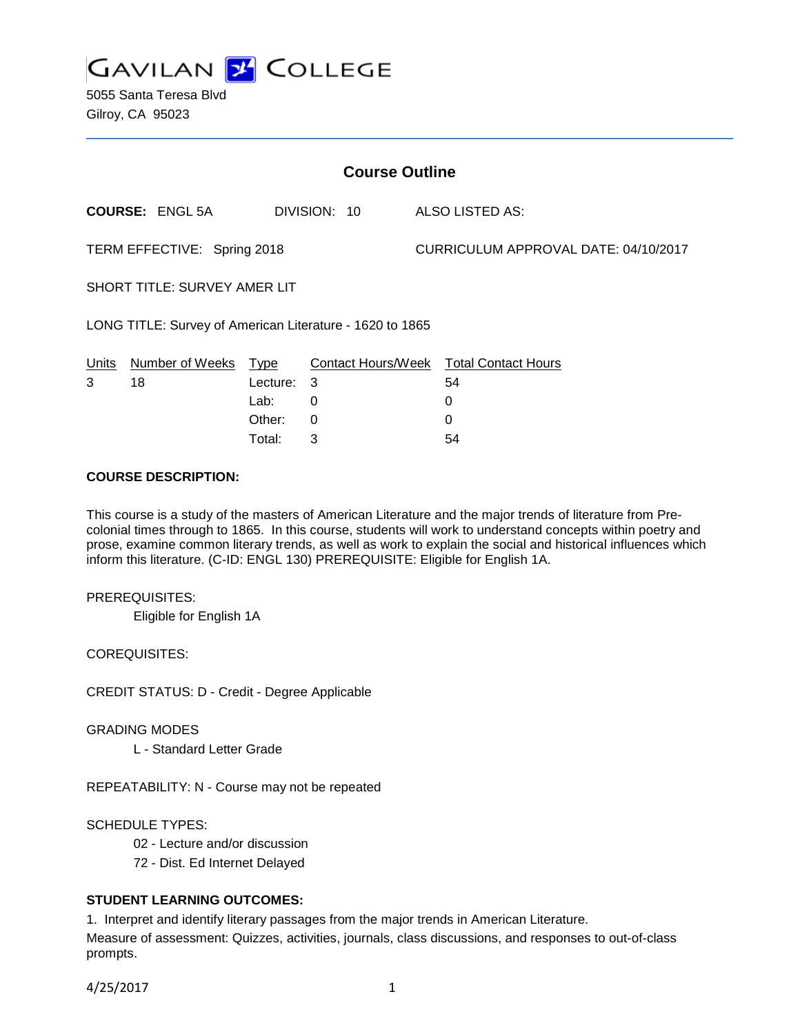# GAVILAN COLLEGE

5055 Santa Teresa Blvd
Gilroy, CA 95023

## Course Outline

**COURSE:** ENGL 5A DIVISION: 10 ALSO LISTED AS:

TERM EFFECTIVE: Spring 2018 CURRICULUM APPROVAL DATE: 04/10/2017

SHORT TITLE: SURVEY AMER LIT

LONG TITLE: Survey of American Literature - 1620 to 1865

| Units | Number of Weeks | Type | Contact Hours/Week | Total Contact Hours |
|---|---|---|---|---|
| 3 | 18 | Lecture: | 3 | 54 |
| | | Lab: | 0 | 0 |
| | | Other: | 0 | 0 |
| | | Total: | 3 | 54 |

**COURSE DESCRIPTION:**

This course is a study of the masters of American Literature and the major trends of literature from Pre-colonial times through to 1865. In this course, students will work to understand concepts within poetry and prose, examine common literary trends, as well as work to explain the social and historical influences which inform this literature. (C-ID: ENGL 130) PREREQUISITE: Eligible for English 1A.

PREREQUISITES:

Eligible for English 1A

COREQUISITES:

CREDIT STATUS: D - Credit - Degree Applicable

GRADING MODES

L - Standard Letter Grade

REPEATABILITY: N - Course may not be repeated

SCHEDULE TYPES:

02 - Lecture and/or discussion

72 - Dist. Ed Internet Delayed

**STUDENT LEARNING OUTCOMES:**

1. Interpret and identify literary passages from the major trends in American Literature.

Measure of assessment: Quizzes, activities, journals, class discussions, and responses to out-of-class prompts.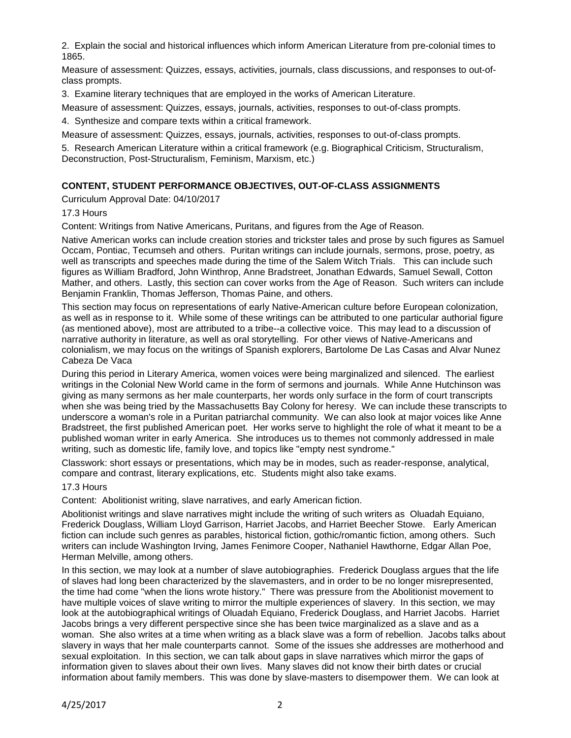2. Explain the social and historical influences which inform American Literature from pre-colonial times to 1865.

Measure of assessment: Quizzes, essays, activities, journals, class discussions, and responses to out-of-class prompts.

3. Examine literary techniques that are employed in the works of American Literature.

Measure of assessment: Quizzes, essays, journals, activities, responses to out-of-class prompts.

4. Synthesize and compare texts within a critical framework.

Measure of assessment: Quizzes, essays, journals, activities, responses to out-of-class prompts.

5. Research American Literature within a critical framework (e.g. Biographical Criticism, Structuralism, Deconstruction, Post-Structuralism, Feminism, Marxism, etc.)

## CONTENT, STUDENT PERFORMANCE OBJECTIVES, OUT-OF-CLASS ASSIGNMENTS

Curriculum Approval Date: 04/10/2017

17.3 Hours

Content: Writings from Native Americans, Puritans, and figures from the Age of Reason.

Native American works can include creation stories and trickster tales and prose by such figures as Samuel Occam, Pontiac, Tecumseh and others. Puritan writings can include journals, sermons, prose, poetry, as well as transcripts and speeches made during the time of the Salem Witch Trials. This can include such figures as William Bradford, John Winthrop, Anne Bradstreet, Jonathan Edwards, Samuel Sewall, Cotton Mather, and others. Lastly, this section can cover works from the Age of Reason. Such writers can include Benjamin Franklin, Thomas Jefferson, Thomas Paine, and others.

This section may focus on representations of early Native-American culture before European colonization, as well as in response to it. While some of these writings can be attributed to one particular authorial figure (as mentioned above), most are attributed to a tribe--a collective voice. This may lead to a discussion of narrative authority in literature, as well as oral storytelling. For other views of Native-Americans and colonialism, we may focus on the writings of Spanish explorers, Bartolome De Las Casas and Alvar Nunez Cabeza De Vaca

During this period in Literary America, women voices were being marginalized and silenced. The earliest writings in the Colonial New World came in the form of sermons and journals. While Anne Hutchinson was giving as many sermons as her male counterparts, her words only surface in the form of court transcripts when she was being tried by the Massachusetts Bay Colony for heresy. We can include these transcripts to underscore a woman's role in a Puritan patriarchal community. We can also look at major voices like Anne Bradstreet, the first published American poet. Her works serve to highlight the role of what it meant to be a published woman writer in early America. She introduces us to themes not commonly addressed in male writing, such as domestic life, family love, and topics like "empty nest syndrome."

Classwork: short essays or presentations, which may be in modes, such as reader-response, analytical, compare and contrast, literary explications, etc. Students might also take exams.

17.3 Hours

Content: Abolitionist writing, slave narratives, and early American fiction.

Abolitionist writings and slave narratives might include the writing of such writers as Oluadah Equiano, Frederick Douglass, William Lloyd Garrison, Harriet Jacobs, and Harriet Beecher Stowe. Early American fiction can include such genres as parables, historical fiction, gothic/romantic fiction, among others. Such writers can include Washington Irving, James Fenimore Cooper, Nathaniel Hawthorne, Edgar Allan Poe, Herman Melville, among others.

In this section, we may look at a number of slave autobiographies. Frederick Douglass argues that the life of slaves had long been characterized by the slavemasters, and in order to be no longer misrepresented, the time had come "when the lions wrote history." There was pressure from the Abolitionist movement to have multiple voices of slave writing to mirror the multiple experiences of slavery. In this section, we may look at the autobiographical writings of Oluadah Equiano, Frederick Douglass, and Harriet Jacobs. Harriet Jacobs brings a very different perspective since she has been twice marginalized as a slave and as a woman. She also writes at a time when writing as a black slave was a form of rebellion. Jacobs talks about slavery in ways that her male counterparts cannot. Some of the issues she addresses are motherhood and sexual exploitation. In this section, we can talk about gaps in slave narratives which mirror the gaps of information given to slaves about their own lives. Many slaves did not know their birth dates or crucial information about family members. This was done by slave-masters to disempower them. We can look at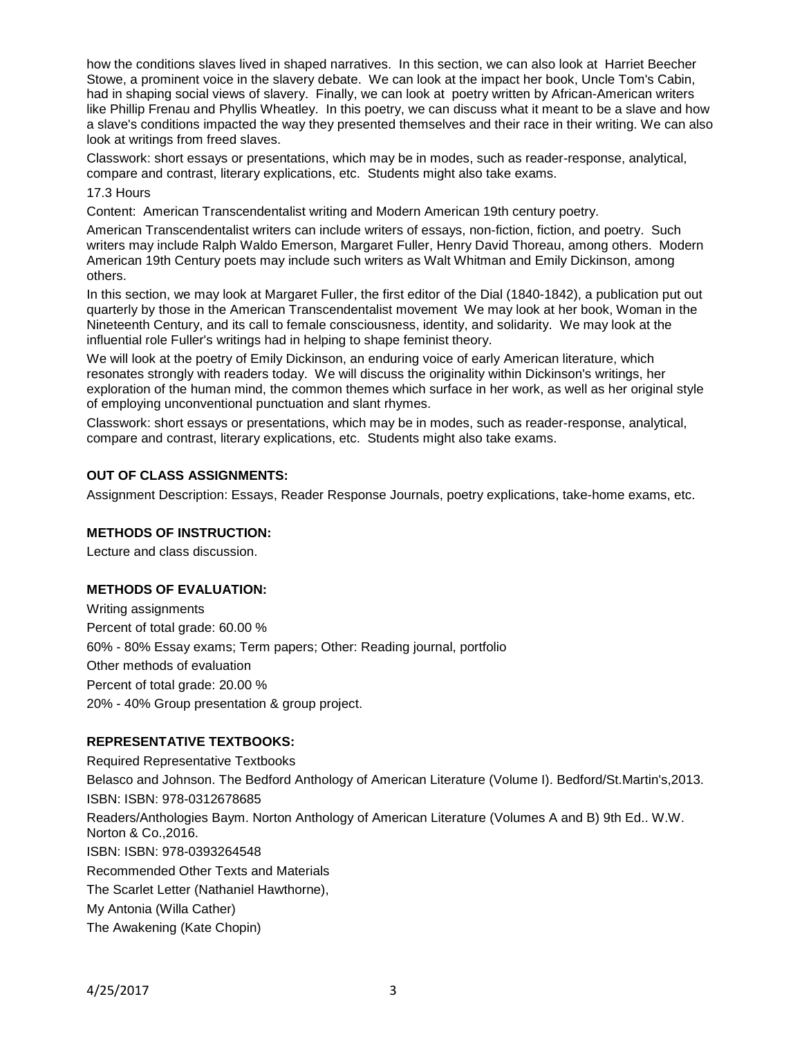how the conditions slaves lived in shaped narratives. In this section, we can also look at Harriet Beecher Stowe, a prominent voice in the slavery debate. We can look at the impact her book, Uncle Tom's Cabin, had in shaping social views of slavery. Finally, we can look at poetry written by African-American writers like Phillip Frenau and Phyllis Wheatley. In this poetry, we can discuss what it meant to be a slave and how a slave's conditions impacted the way they presented themselves and their race in their writing. We can also look at writings from freed slaves.

Classwork: short essays or presentations, which may be in modes, such as reader-response, analytical, compare and contrast, literary explications, etc. Students might also take exams.

17.3 Hours

Content: American Transcendentalist writing and Modern American 19th century poetry.

American Transcendentalist writers can include writers of essays, non-fiction, fiction, and poetry. Such writers may include Ralph Waldo Emerson, Margaret Fuller, Henry David Thoreau, among others. Modern American 19th Century poets may include such writers as Walt Whitman and Emily Dickinson, among others.

In this section, we may look at Margaret Fuller, the first editor of the Dial (1840-1842), a publication put out quarterly by those in the American Transcendentalist movement We may look at her book, Woman in the Nineteenth Century, and its call to female consciousness, identity, and solidarity. We may look at the influential role Fuller's writings had in helping to shape feminist theory.

We will look at the poetry of Emily Dickinson, an enduring voice of early American literature, which resonates strongly with readers today. We will discuss the originality within Dickinson's writings, her exploration of the human mind, the common themes which surface in her work, as well as her original style of employing unconventional punctuation and slant rhymes.

Classwork: short essays or presentations, which may be in modes, such as reader-response, analytical, compare and contrast, literary explications, etc. Students might also take exams.

**OUT OF CLASS ASSIGNMENTS:**

Assignment Description: Essays, Reader Response Journals, poetry explications, take-home exams, etc.

**METHODS OF INSTRUCTION:**

Lecture and class discussion.

**METHODS OF EVALUATION:**

Writing assignments

Percent of total grade: 60.00 %

60% - 80% Essay exams; Term papers; Other: Reading journal, portfolio

Other methods of evaluation

Percent of total grade: 20.00 %

20% - 40% Group presentation & group project.

**REPRESENTATIVE TEXTBOOKS:**

Required Representative Textbooks

Belasco and Johnson. The Bedford Anthology of American Literature (Volume I). Bedford/St.Martin's,2013.

ISBN: ISBN: 978-0312678685

Readers/Anthologies Baym. Norton Anthology of American Literature (Volumes A and B) 9th Ed.. W.W. Norton & Co.,2016.

ISBN: ISBN: 978-0393264548

Recommended Other Texts and Materials

The Scarlet Letter (Nathaniel Hawthorne),

My Antonia (Willa Cather)

The Awakening (Kate Chopin)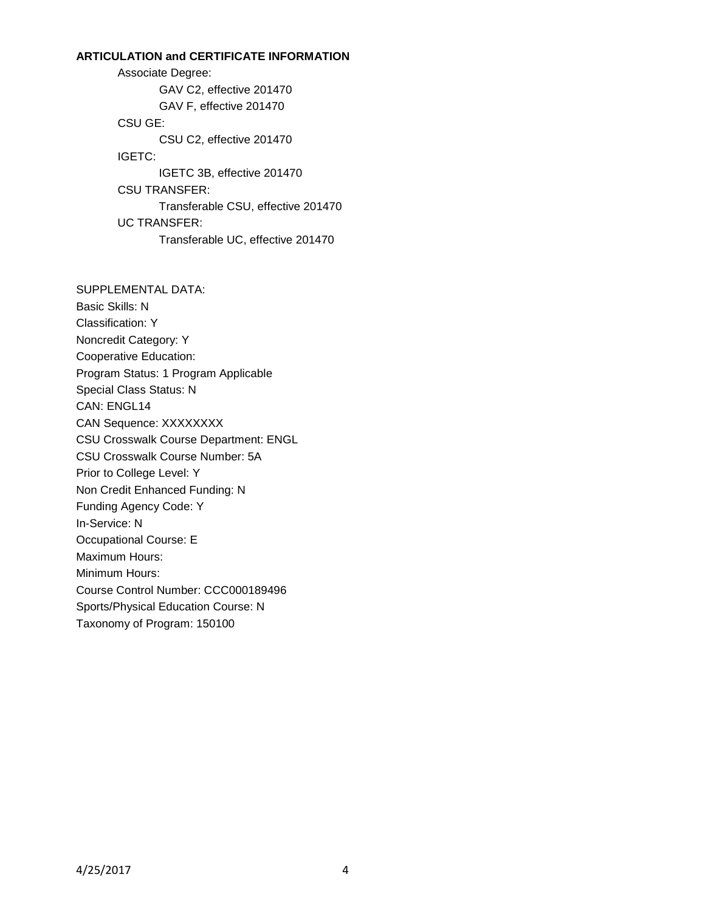**ARTICULATION and CERTIFICATE INFORMATION**

- Associate Degree:
  - GAV C2, effective 201470
  - GAV F, effective 201470
- CSU GE:
  - CSU C2, effective 201470
- IGETC:
  - IGETC 3B, effective 201470
- CSU TRANSFER:
  - Transferable CSU, effective 201470
- UC TRANSFER:
  - Transferable UC, effective 201470

SUPPLEMENTAL DATA:
Basic Skills: N
Classification: Y
Noncredit Category: Y
Cooperative Education:
Program Status: 1 Program Applicable
Special Class Status: N
CAN: ENGL14
CAN Sequence: XXXXXXXX
CSU Crosswalk Course Department: ENGL
CSU Crosswalk Course Number: 5A
Prior to College Level: Y
Non Credit Enhanced Funding: N
Funding Agency Code: Y
In-Service: N
Occupational Course: E
Maximum Hours:
Minimum Hours:
Course Control Number: CCC000189496
Sports/Physical Education Course: N
Taxonomy of Program: 150100